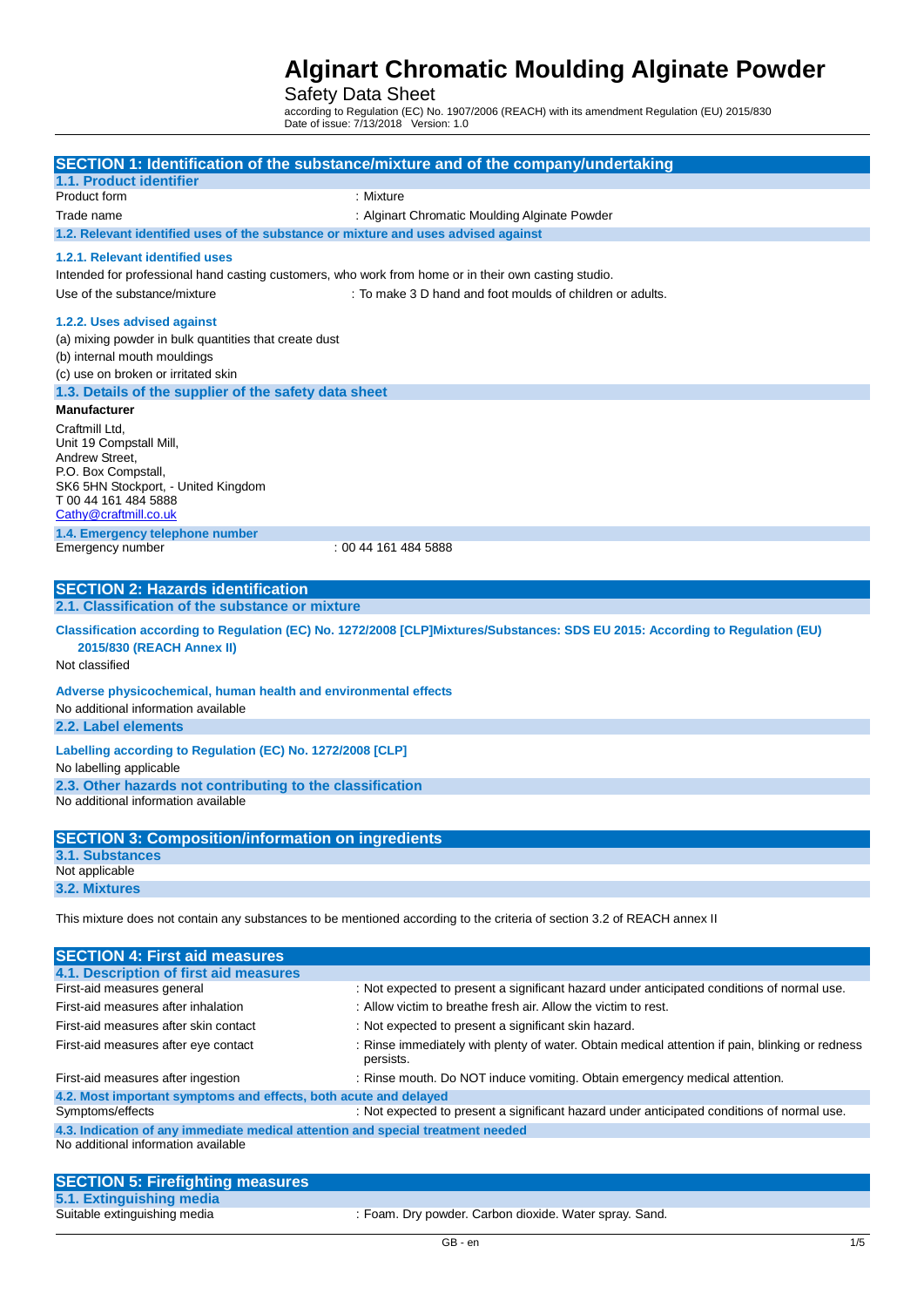# Alginart Chromatic Moulding Alginate Powder

Safety Data Sheet

according to Regulation (EC) No. 1907/2006 (REACH) with its amendment Regulation (EU) 2015/830
Date of issue: 7/13/2018 Version: 1.0

## SECTION 1: Identification of the substance/mixture and of the company/undertaking

### 1.1. Product identifier

| | |
|---|---|
| Product form | : Mixture |
| Trade name | : Alginart Chromatic Moulding Alginate Powder |

### 1.2. Relevant identified uses of the substance or mixture and uses advised against

#### 1.2.1. Relevant identified uses

Intended for professional hand casting customers, who work from home or in their own casting studio.

| | |
|---|---|
| Use of the substance/mixture | : To make 3 D hand and foot moulds of children or adults. |

#### 1.2.2. Uses advised against

(a) mixing powder in bulk quantities that create dust
(b) internal mouth mouldings
(c) use on broken or irritated skin

### 1.3. Details of the supplier of the safety data sheet

**Manufacturer**

Craftmill Ltd,
Unit 19 Compstall Mill,
Andrew Street,
P.O. Box Compstall,
SK6 5HN Stockport, - United Kingdom
T 00 44 161 484 5888
Cathy@craftmill.co.uk

### 1.4. Emergency telephone number

| | |
|---|---|
| Emergency number | : 00 44 161 484 5888 |

## SECTION 2: Hazards identification

### 2.1. Classification of the substance or mixture

**Classification according to Regulation (EC) No. 1272/2008 [CLP]Mixtures/Substances: SDS EU 2015: According to Regulation (EU) 2015/830 (REACH Annex II)**

Not classified

**Adverse physicochemical, human health and environmental effects**

No additional information available

### 2.2. Label elements

**Labelling according to Regulation (EC) No. 1272/2008 [CLP]**

No labelling applicable

### 2.3. Other hazards not contributing to the classification

No additional information available

## SECTION 3: Composition/information on ingredients

### 3.1. Substances

Not applicable

### 3.2. Mixtures

This mixture does not contain any substances to be mentioned according to the criteria of section 3.2 of REACH annex II

## SECTION 4: First aid measures

### 4.1. Description of first aid measures

| | |
|---|---|
| First-aid measures general | : Not expected to present a significant hazard under anticipated conditions of normal use. |
| First-aid measures after inhalation | : Allow victim to breathe fresh air. Allow the victim to rest. |
| First-aid measures after skin contact | : Not expected to present a significant skin hazard. |
| First-aid measures after eye contact | : Rinse immediately with plenty of water. Obtain medical attention if pain, blinking or redness persists. |
| First-aid measures after ingestion | : Rinse mouth. Do NOT induce vomiting. Obtain emergency medical attention. |

### 4.2. Most important symptoms and effects, both acute and delayed

| | |
|---|---|
| Symptoms/effects | : Not expected to present a significant hazard under anticipated conditions of normal use. |

### 4.3. Indication of any immediate medical attention and special treatment needed

No additional information available

## SECTION 5: Firefighting measures

### 5.1. Extinguishing media

| | |
|---|---|
| Suitable extinguishing media | : Foam. Dry powder. Carbon dioxide. Water spray. Sand. |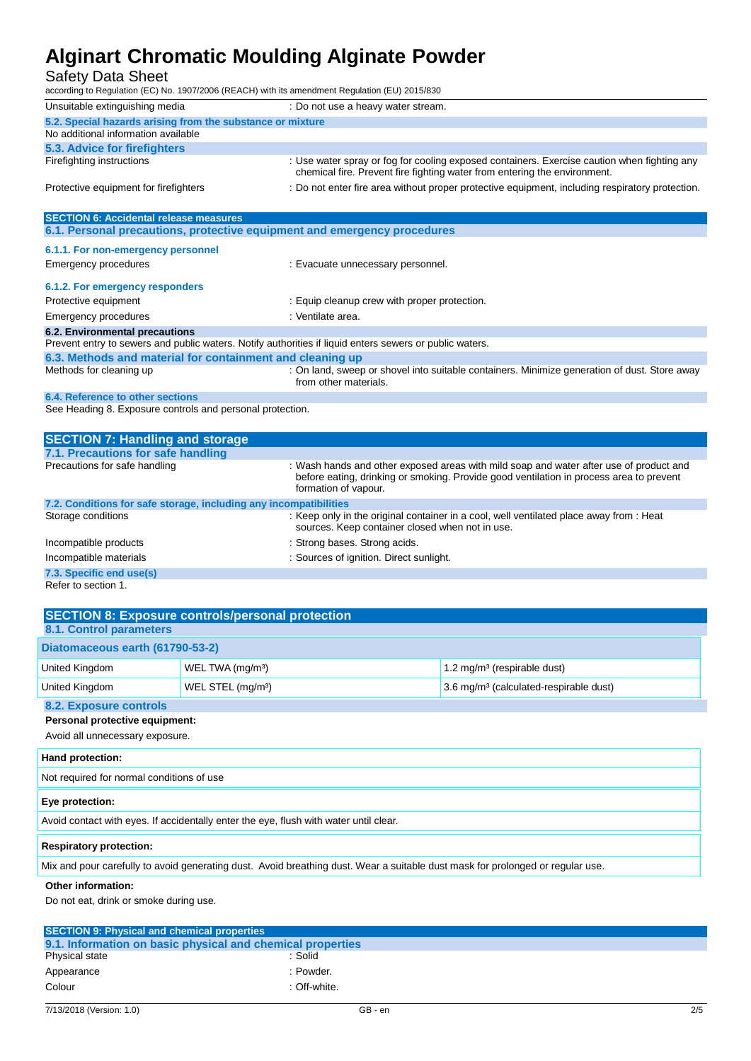| | |
|---|---|
| Unsuitable extinguishing media | : Do not use a heavy water stream. |

### 5.2. Special hazards arising from the substance or mixture

No additional information available

### 5.3. Advice for firefighters

| | |
|---|---|
| Firefighting instructions | : Use water spray or fog for cooling exposed containers. Exercise caution when fighting any chemical fire. Prevent fire fighting water from entering the environment. |
| Protective equipment for firefighters | : Do not enter fire area without proper protective equipment, including respiratory protection. |

## SECTION 6: Accidental release measures

### 6.1. Personal precautions, protective equipment and emergency procedures

#### 6.1.1. For non-emergency personnel

| | |
|---|---|
| Emergency procedures | : Evacuate unnecessary personnel. |

#### 6.1.2. For emergency responders

| | |
|---|---|
| Protective equipment | : Equip cleanup crew with proper protection. |
| Emergency procedures | : Ventilate area. |

### 6.2. Environmental precautions

Prevent entry to sewers and public waters. Notify authorities if liquid enters sewers or public waters.

### 6.3. Methods and material for containment and cleaning up

| | |
|---|---|
| Methods for cleaning up | : On land, sweep or shovel into suitable containers. Minimize generation of dust. Store away from other materials. |

### 6.4. Reference to other sections

See Heading 8. Exposure controls and personal protection.

## SECTION 7: Handling and storage

### 7.1. Precautions for safe handling

| | |
|---|---|
| Precautions for safe handling | : Wash hands and other exposed areas with mild soap and water after use of product and before eating, drinking or smoking. Provide good ventilation in process area to prevent formation of vapour. |

### 7.2. Conditions for safe storage, including any incompatibilities

| | |
|---|---|
| Storage conditions | : Keep only in the original container in a cool, well ventilated place away from : Heat sources. Keep container closed when not in use. |
| Incompatible products | : Strong bases. Strong acids. |
| Incompatible materials | : Sources of ignition. Direct sunlight. |

### 7.3. Specific end use(s)

Refer to section 1.

## SECTION 8: Exposure controls/personal protection

### 8.1. Control parameters

| Diatomaceous earth (61790-53-2) | | |
|---|---|---|
| United Kingdom | WEL TWA (mg/m³) | 1.2 mg/m³ (respirable dust) |
| United Kingdom | WEL STEL (mg/m³) | 3.6 mg/m³ (calculated-respirable dust) |

### 8.2. Exposure controls

**Personal protective equipment:**

Avoid all unnecessary exposure.

**Hand protection:**

Not required for normal conditions of use

**Eye protection:**

Avoid contact with eyes. If accidentally enter the eye, flush with water until clear.

**Respiratory protection:**

Mix and pour carefully to avoid generating dust. Avoid breathing dust. Wear a suitable dust mask for prolonged or regular use.

**Other information:**

Do not eat, drink or smoke during use.

## SECTION 9: Physical and chemical properties

### 9.1. Information on basic physical and chemical properties

| | |
|---|---|
| Physical state | : Solid |
| Appearance | : Powder. |
| Colour | : Off-white. |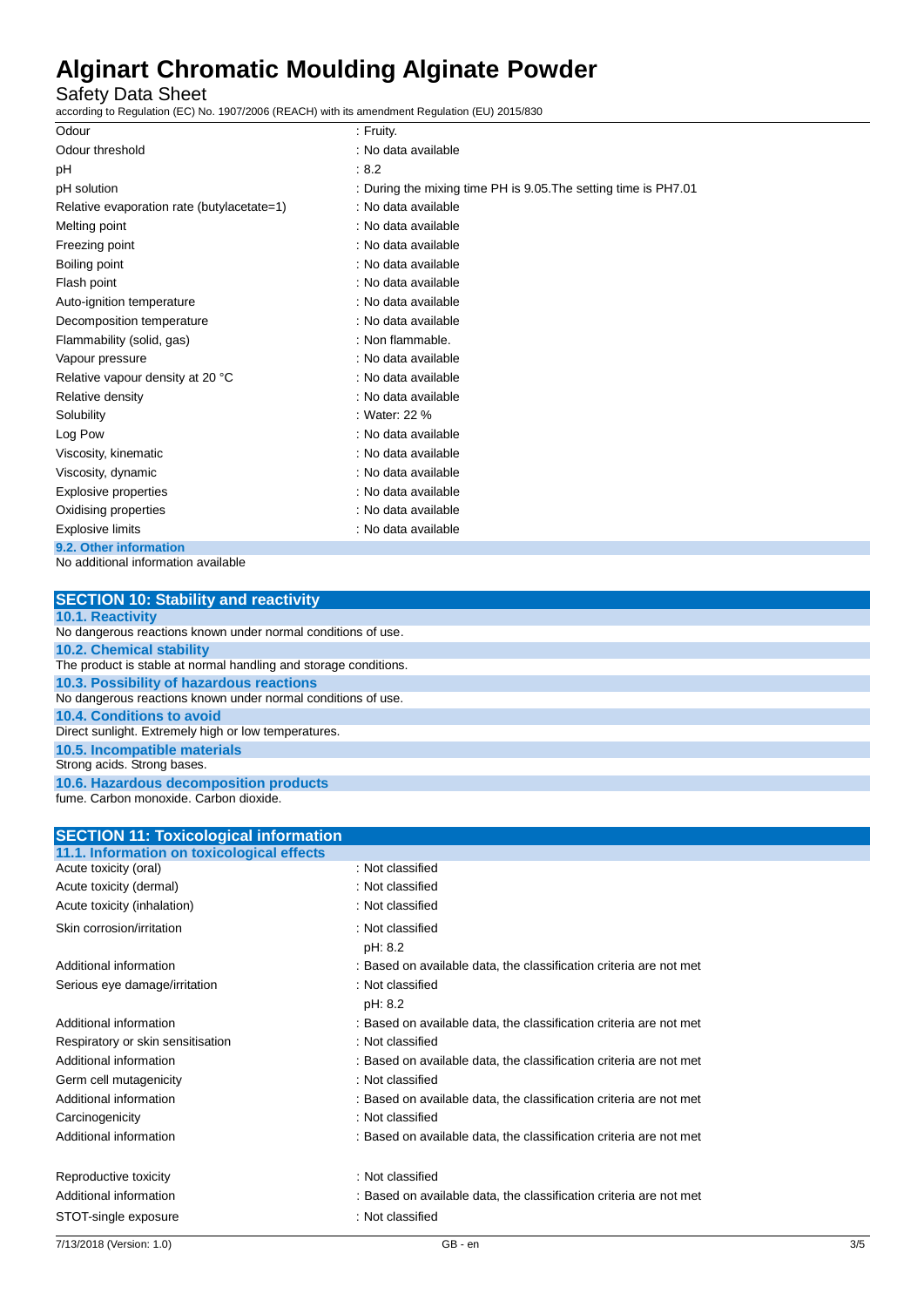| | |
|---|---|
| Odour | : Fruity. |
| Odour threshold | : No data available |
| pH | : 8.2 |
| pH solution | : During the mixing time PH is 9.05.The setting time is PH7.01 |
| Relative evaporation rate (butylacetate=1) | : No data available |
| Melting point | : No data available |
| Freezing point | : No data available |
| Boiling point | : No data available |
| Flash point | : No data available |
| Auto-ignition temperature | : No data available |
| Decomposition temperature | : No data available |
| Flammability (solid, gas) | : Non flammable. |
| Vapour pressure | : No data available |
| Relative vapour density at 20 °C | : No data available |
| Relative density | : No data available |
| Solubility | : Water: 22 % |
| Log Pow | : No data available |
| Viscosity, kinematic | : No data available |
| Viscosity, dynamic | : No data available |
| Explosive properties | : No data available |
| Oxidising properties | : No data available |
| Explosive limits | : No data available |

### 9.2. Other information

No additional information available

## SECTION 10: Stability and reactivity

### 10.1. Reactivity

No dangerous reactions known under normal conditions of use.

### 10.2. Chemical stability

The product is stable at normal handling and storage conditions.

### 10.3. Possibility of hazardous reactions

No dangerous reactions known under normal conditions of use.

### 10.4. Conditions to avoid

Direct sunlight. Extremely high or low temperatures.

### 10.5. Incompatible materials

Strong acids. Strong bases.

### 10.6. Hazardous decomposition products

fume. Carbon monoxide. Carbon dioxide.

## SECTION 11: Toxicological information

### 11.1. Information on toxicological effects

| | |
|---|---|
| Acute toxicity (oral) | : Not classified |
| Acute toxicity (dermal) | : Not classified |
| Acute toxicity (inhalation) | : Not classified |
| Skin corrosion/irritation | : Not classified<br>pH: 8.2 |
| Additional information | : Based on available data, the classification criteria are not met |
| Serious eye damage/irritation | : Not classified<br>pH: 8.2 |
| Additional information | : Based on available data, the classification criteria are not met |
| Respiratory or skin sensitisation | : Not classified |
| Additional information | : Based on available data, the classification criteria are not met |
| Germ cell mutagenicity | : Not classified |
| Additional information | : Based on available data, the classification criteria are not met |
| Carcinogenicity | : Not classified |
| Additional information | : Based on available data, the classification criteria are not met |
| Reproductive toxicity | : Not classified |
| Additional information | : Based on available data, the classification criteria are not met |
| STOT-single exposure | : Not classified |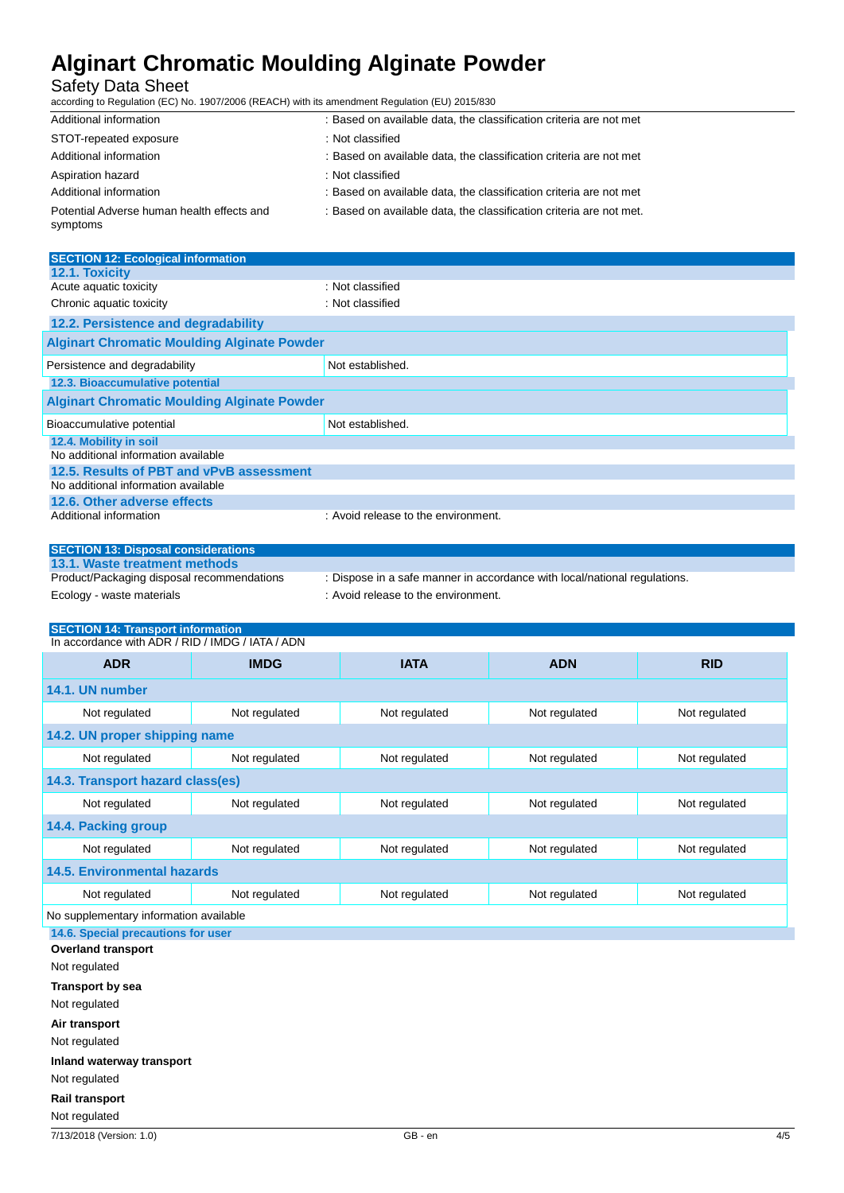| | |
|---|---|
| Additional information | : Based on available data, the classification criteria are not met |
| STOT-repeated exposure | : Not classified |
| Additional information | : Based on available data, the classification criteria are not met |
| Aspiration hazard | : Not classified |
| Additional information | : Based on available data, the classification criteria are not met |
| Potential Adverse human health effects and symptoms | : Based on available data, the classification criteria are not met. |

## SECTION 12: Ecological information

### 12.1. Toxicity

| | |
|---|---|
| Acute aquatic toxicity | : Not classified |
| Chronic aquatic toxicity | : Not classified |

### 12.2. Persistence and degradability

| Alginart Chromatic Moulding Alginate Powder | |
|---|---|
| Persistence and degradability | Not established. |

### 12.3. Bioaccumulative potential

| Alginart Chromatic Moulding Alginate Powder | |
|---|---|
| Bioaccumulative potential | Not established. |

### 12.4. Mobility in soil

No additional information available

### 12.5. Results of PBT and vPvB assessment

No additional information available

### 12.6. Other adverse effects

| | |
|---|---|
| Additional information | : Avoid release to the environment. |

## SECTION 13: Disposal considerations

### 13.1. Waste treatment methods

| | |
|---|---|
| Product/Packaging disposal recommendations | : Dispose in a safe manner in accordance with local/national regulations. |
| Ecology - waste materials | : Avoid release to the environment. |

## SECTION 14: Transport information

In accordance with ADR / RID / IMDG / IATA / ADN

| ADR | IMDG | IATA | ADN | RID |
|---|---|---|---|---|
| **14.1. UN number** | | | | |
| Not regulated | Not regulated | Not regulated | Not regulated | Not regulated |
| **14.2. UN proper shipping name** | | | | |
| Not regulated | Not regulated | Not regulated | Not regulated | Not regulated |
| **14.3. Transport hazard class(es)** | | | | |
| Not regulated | Not regulated | Not regulated | Not regulated | Not regulated |
| **14.4. Packing group** | | | | |
| Not regulated | Not regulated | Not regulated | Not regulated | Not regulated |
| **14.5. Environmental hazards** | | | | |
| Not regulated | Not regulated | Not regulated | Not regulated | Not regulated |
| No supplementary information available | | | | |

### 14.6. Special precautions for user

**Overland transport**

Not regulated

**Transport by sea**

Not regulated

**Air transport**

Not regulated

**Inland waterway transport**

Not regulated

**Rail transport**

Not regulated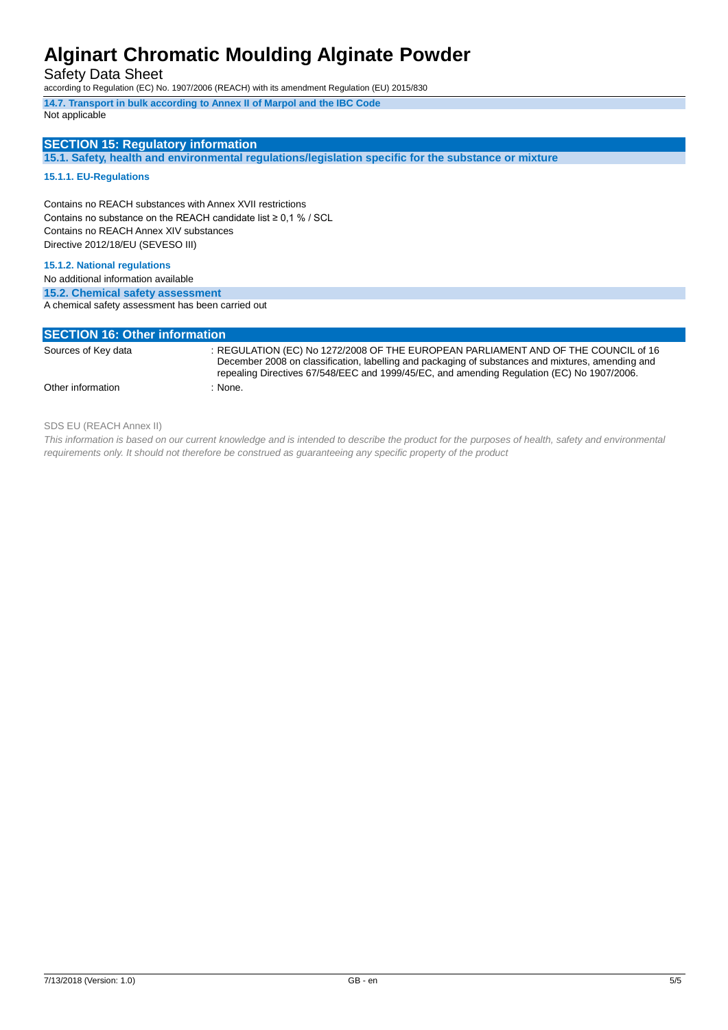#### 14.7. Transport in bulk according to Annex II of Marpol and the IBC Code

Not applicable

## SECTION 15: Regulatory information

### 15.1. Safety, health and environmental regulations/legislation specific for the substance or mixture

#### 15.1.1. EU-Regulations

Contains no REACH substances with Annex XVII restrictions
Contains no substance on the REACH candidate list ≥ 0,1 % / SCL
Contains no REACH Annex XIV substances
Directive 2012/18/EU (SEVESO III)

#### 15.1.2. National regulations

No additional information available

### 15.2. Chemical safety assessment

A chemical safety assessment has been carried out

## SECTION 16: Other information

| | |
|---|---|
| Sources of Key data | : REGULATION (EC) No 1272/2008 OF THE EUROPEAN PARLIAMENT AND OF THE COUNCIL of 16 December 2008 on classification, labelling and packaging of substances and mixtures, amending and repealing Directives 67/548/EEC and 1999/45/EC, and amending Regulation (EC) No 1907/2006. |
| Other information | : None. |

SDS EU (REACH Annex II)

*This information is based on our current knowledge and is intended to describe the product for the purposes of health, safety and environmental requirements only. It should not therefore be construed as guaranteeing any specific property of the product*